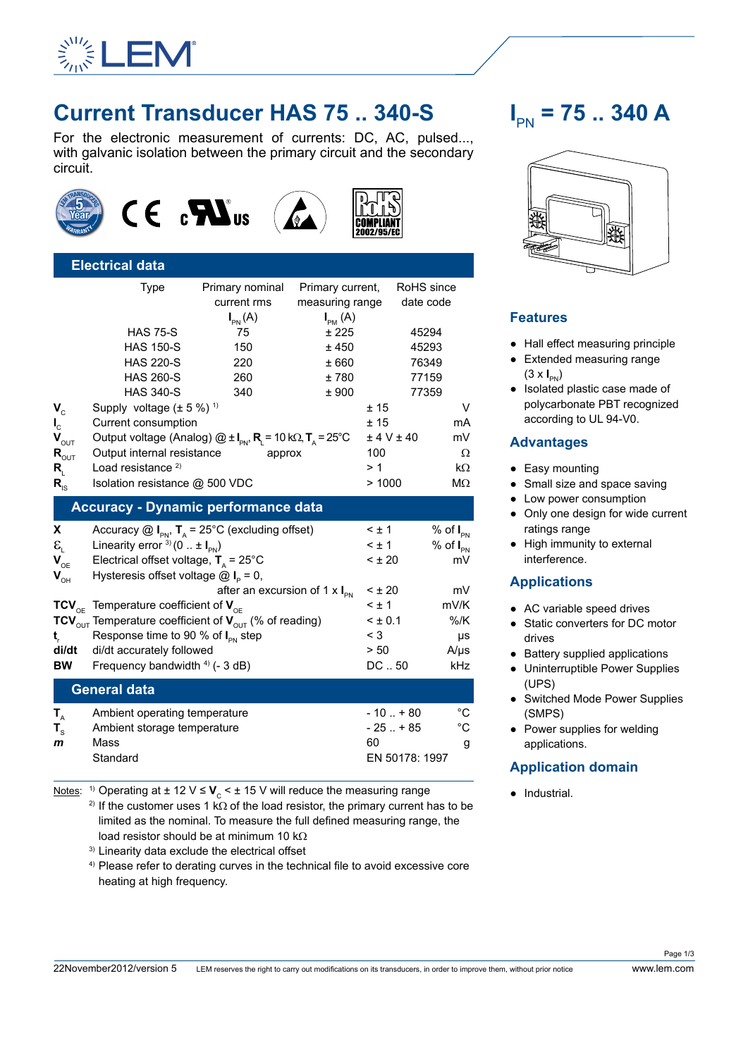# Current Transducer HAS 75 .. 340-S

## $I_{PN}$ = 75 .. 340 A

For the electronic measurement of currents: DC, AC, pulsed..., with galvanic isolation between the primary circuit and the secondary circuit.

## Electrical data

| Type | Primary nominal current rms $I_{PN}$ (A) | Primary current, measuring range $I_{PM}$ (A) | RoHS since date code |
|---|---|---|---|
| HAS 75-S | 75 | ± 225 | 45294 |
| HAS 150-S | 150 | ± 450 | 45293 |
| HAS 220-S | 220 | ± 660 | 76349 |
| HAS 260-S | 260 | ± 780 | 77159 |
| HAS 340-S | 340 | ± 900 | 77359 |

| Symbol | Parameter | Value | Unit |
|---|---|---|---|
| $V_C$ | Supply voltage (± 5 %) [1] | ± 15 | V |
| $I_C$ | Current consumption | ± 15 | mA |
| $V_{OUT}$ | Output voltage (Analog) @ ± $I_{PN}$, $R_L$ = 10 kΩ, $T_A$ = 25°C | ± 4 V ± 40 | mV |
| $R_{OUT}$ | Output internal resistance approx | 100 | Ω |
| $R_L$ | Load resistance [2] | > 1 | kΩ |
| $R_{IS}$ | Isolation resistance @ 500 VDC | > 1000 | MΩ |

## Accuracy - Dynamic performance data

| Symbol | Parameter | Value | Unit |
|---|---|---|---|
| X | Accuracy @ $I_{PN}$, $T_A$ = 25°C (excluding offset) | < ± 1 | % of $I_{PN}$ |
| $\varepsilon_L$ | Linearity error [3] (0 .. ± $I_{PN}$) | < ± 1 | % of $I_{PN}$ |
| $V_{OE}$ | Electrical offset voltage, $T_A$ = 25°C | < ± 20 | mV |
| $V_{OH}$ | Hysteresis offset voltage @ $I_P$ = 0, after an excursion of 1 x $I_{PN}$ | < ± 20 | mV |
| $TCV_{OE}$ | Temperature coefficient of $V_{OE}$ | < ± 1 | mV/K |
| $TCV_{OUT}$ | Temperature coefficient of $V_{OUT}$ (% of reading) | < ± 0.1 | %/K |
| $t_r$ | Response time to 90 % of $I_{PN}$ step | < 3 | µs |
| di/dt | di/dt accurately followed | > 50 | A/µs |
| BW | Frequency bandwidth [4] (- 3 dB) | DC .. 50 | kHz |

## General data

| Symbol | Parameter | Value | Unit |
|---|---|---|---|
| $T_A$ | Ambient operating temperature | - 10 .. + 80 | °C |
| $T_S$ | Ambient storage temperature | - 25 .. + 85 | °C |
| *m* | Mass | 60 | g |
| | Standard | EN 50178: 1997 | |

Notes:
1) Operating at ± 12 V ≤ $V_C$ < ± 15 V will reduce the measuring range
2) If the customer uses 1 kΩ of the load resistor, the primary current has to be limited as the nominal. To measure the full defined measuring range, the load resistor should be at minimum 10 kΩ
3) Linearity data exclude the electrical offset
4) Please refer to derating curves in the technical file to avoid excessive core heating at high frequency.

## Features

- Hall effect measuring principle
- Extended measuring range (3 x $I_{PN}$)
- Isolated plastic case made of polycarbonate PBT recognized according to UL 94-V0.

## Advantages

- Easy mounting
- Small size and space saving
- Low power consumption
- Only one design for wide current ratings range
- High immunity to external interference.

## Applications

- AC variable speed drives
- Static converters for DC motor drives
- Battery supplied applications
- Uninterruptible Power Supplies (UPS)
- Switched Mode Power Supplies (SMPS)
- Power supplies for welding applications.

## Application domain

- Industrial.

22November2012/version 5 LEM reserves the right to carry out modifications on its transducers, in order to improve them, without prior notice www.lem.com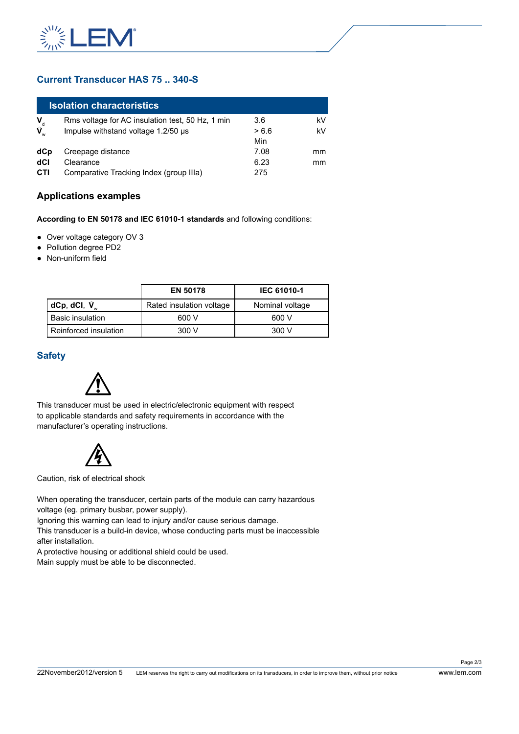## Current Transducer HAS 75 .. 340-S

| Isolation characteristics | | | |
|---|---|---|---|
| $V_d$ | Rms voltage for AC insulation test, 50 Hz, 1 min | 3.6 | kV |
| $\hat{V}_w$ | Impulse withstand voltage 1.2/50 µs | > 6.6 | kV |
| | | Min | |
| **dCp** | Creepage distance | 7.08 | mm |
| **dCI** | Clearance | 6.23 | mm |
| **CTI** | Comparative Tracking Index (group IIIa) | 275 | |

### Applications examples

**According to EN 50178 and IEC 61010-1 standards** and following conditions:

- Over voltage category OV 3
- Pollution degree PD2
- Non-uniform field

| | EN 50178 | IEC 61010-1 |
|---|---|---|
| **dCp**, **dCI**, $\hat{V}_w$ | Rated insulation voltage | Nominal voltage |
| Basic insulation | 600 V | 600 V |
| Reinforced insulation | 300 V | 300 V |

## Safety

This transducer must be used in electric/electronic equipment with respect to applicable standards and safety requirements in accordance with the manufacturer's operating instructions.

Caution, risk of electrical shock

When operating the transducer, certain parts of the module can carry hazardous voltage (eg. primary busbar, power supply).
Ignoring this warning can lead to injury and/or cause serious damage.
This transducer is a build-in device, whose conducting parts must be inaccessible after installation.
A protective housing or additional shield could be used.
Main supply must be able to be disconnected.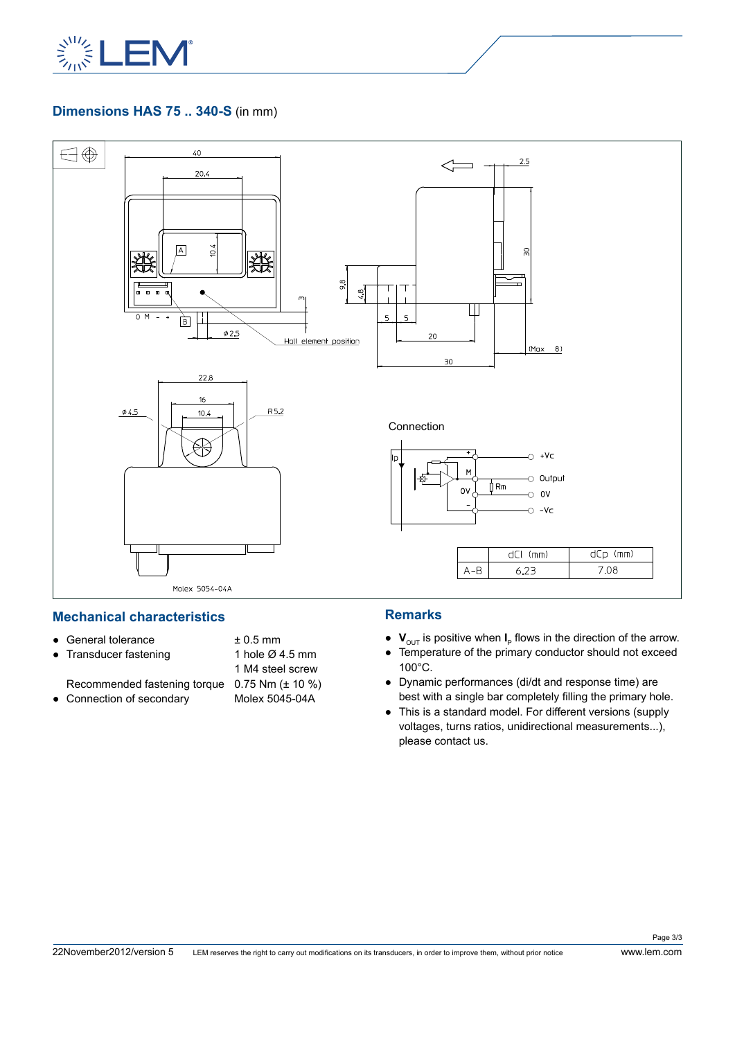## Dimensions HAS 75 .. 340-S (in mm)

40
20.4
10.4
A
B
0 M - +
ø2.5
Hall element position
3
9.8
4.8
5 5
20
30
2.5
30
(Max 8)

22.8
16
10.4
ø4.5
R5.2
Molex 5054-04A

Connection

Ip
+Vc
M
Output
Rm
0V
0V
-Vc

| | dCI (mm) | dCp (mm) |
|---|---|---|
| A-B | 6.23 | 7.08 |

## Mechanical characteristics

- General tolerance ± 0.5 mm
- Transducer fastening 1 hole Ø 4.5 mm
  1 M4 steel screw
  Recommended fastening torque 0.75 Nm (± 10 %)
- Connection of secondary Molex 5045-04A

## Remarks

- $\mathbf{V}_{OUT}$ is positive when $\mathbf{I}_P$ flows in the direction of the arrow.
- Temperature of the primary conductor should not exceed 100°C.
- Dynamic performances (di/dt and response time) are best with a single bar completely filling the primary hole.
- This is a standard model. For different versions (supply voltages, turns ratios, unidirectional measurements...), please contact us.

22November2012/version 5 LEM reserves the right to carry out modifications on its transducers, in order to improve them, without prior notice www.lem.com